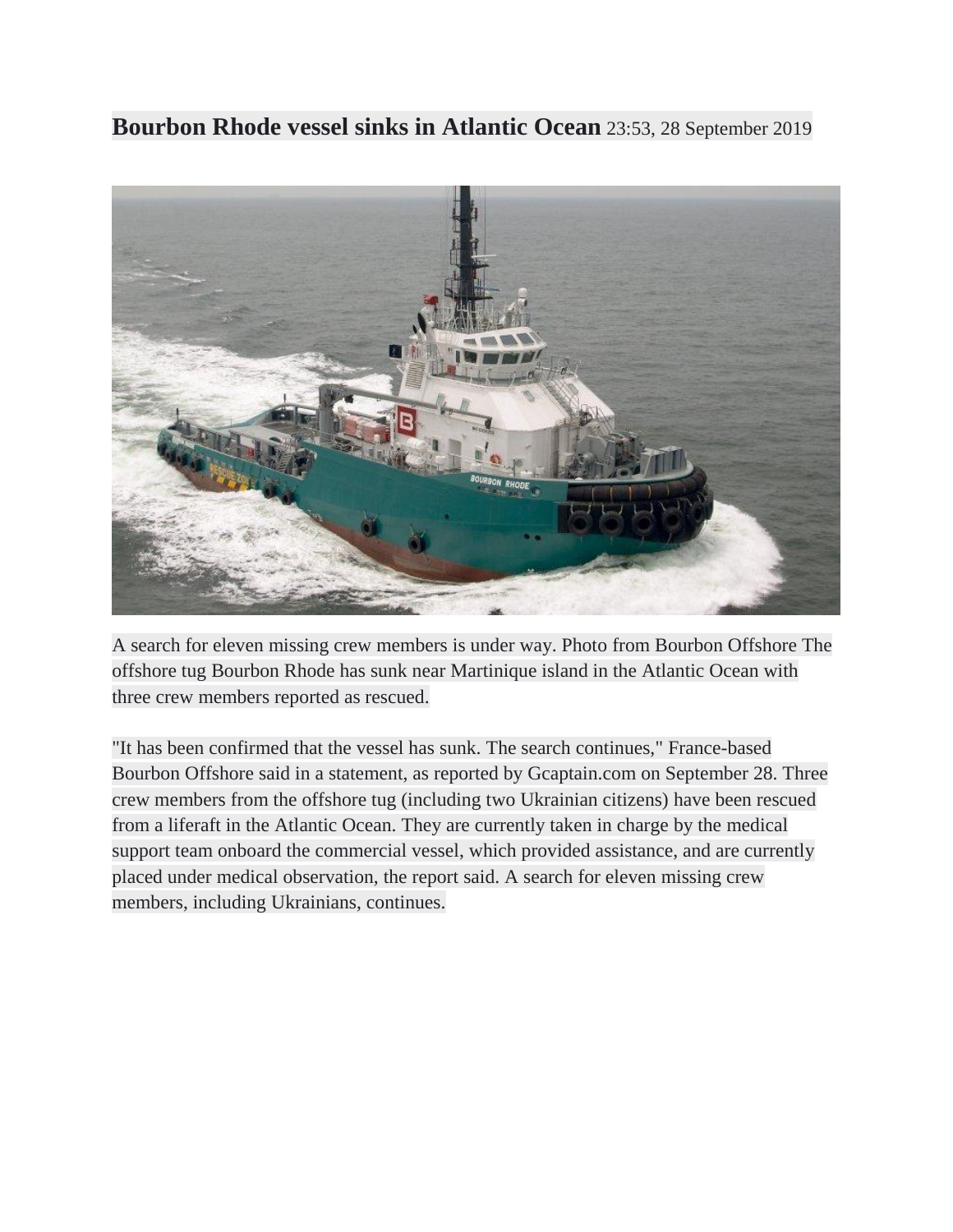# **Bourbon Rhode vessel sinks in Atlantic Ocean** 23:53, 28 September 2019

A search for eleven missing crew members is under way. Photo from Bourbon Offshore The offshore tug Bourbon Rhode has sunk near Martinique island in the Atlantic Ocean with three crew members reported as rescued.

"It has been confirmed that the vessel has sunk. The search continues," France-based Bourbon Offshore said in a statement, as reported by Gcaptain.com on September 28. Three crew members from the offshore tug (including two Ukrainian citizens) have been rescued from a liferaft in the Atlantic Ocean. They are currently taken in charge by the medical support team onboard the commercial vessel, which provided assistance, and are currently placed under medical observation, the report said. A search for eleven missing crew members, including Ukrainians, continues.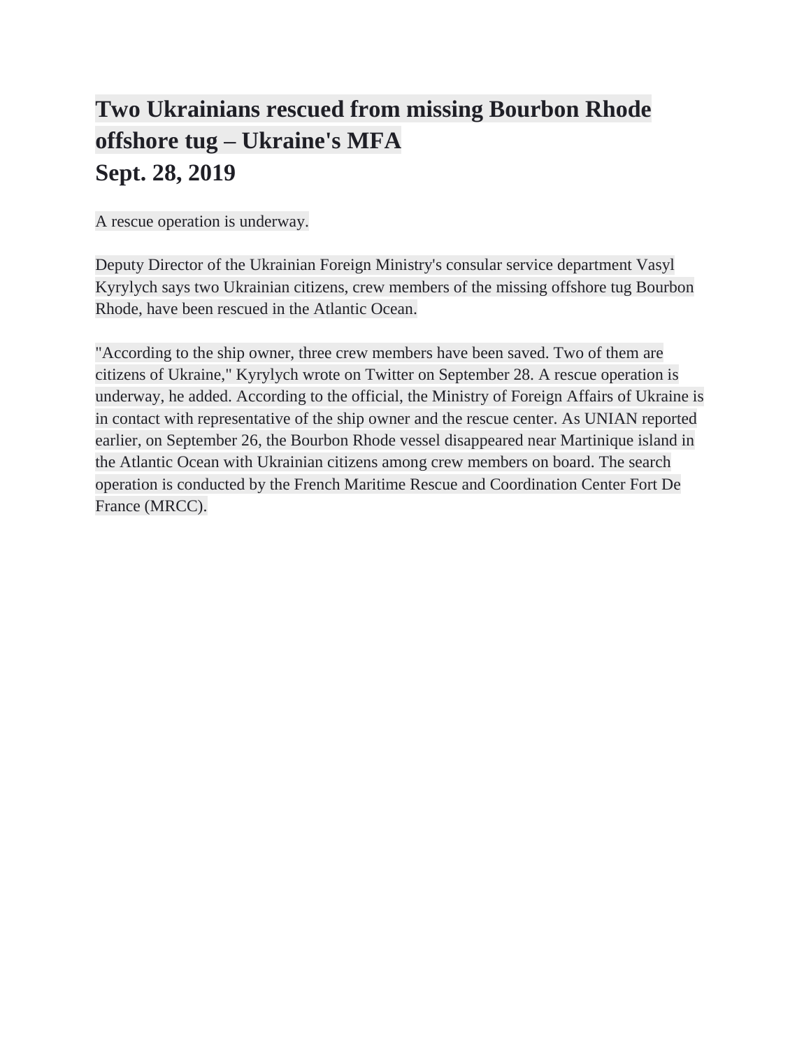# Two Ukrainians rescued from missing Bourbon Rhode offshore tug – Ukraine's MFA

## Sept. 28, 2019

A rescue operation is underway.

Deputy Director of the Ukrainian Foreign Ministry's consular service department Vasyl Kyrylych says two Ukrainian citizens, crew members of the missing offshore tug Bourbon Rhode, have been rescued in the Atlantic Ocean.

"According to the ship owner, three crew members have been saved. Two of them are citizens of Ukraine," Kyrylych wrote on Twitter on September 28. A rescue operation is underway, he added. According to the official, the Ministry of Foreign Affairs of Ukraine is in contact with representative of the ship owner and the rescue center. As UNIAN reported earlier, on September 26, the Bourbon Rhode vessel disappeared near Martinique island in the Atlantic Ocean with Ukrainian citizens among crew members on board. The search operation is conducted by the French Maritime Rescue and Coordination Center Fort De France (MRCC).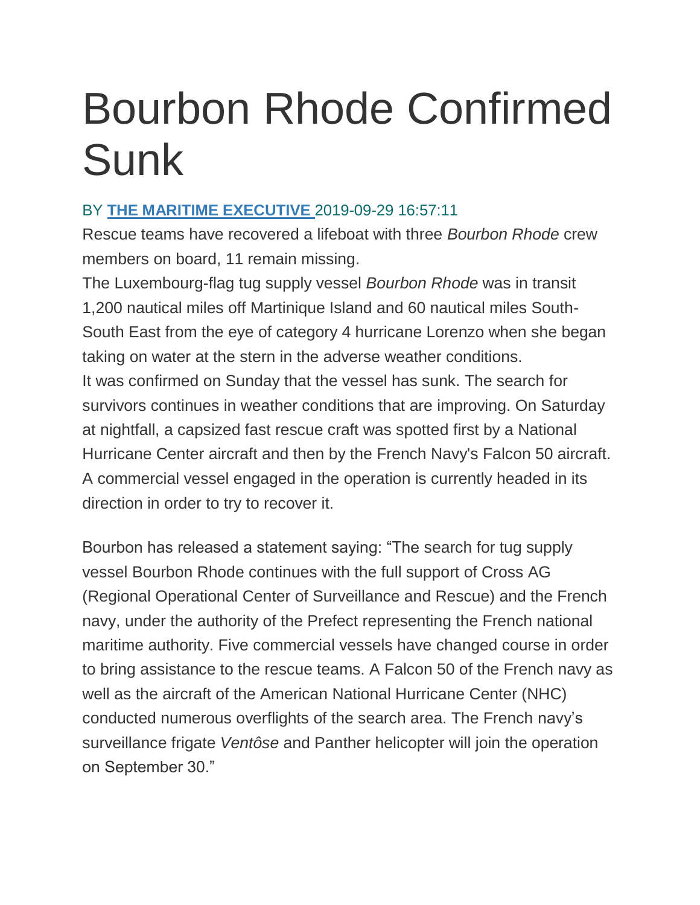# Bourbon Rhode Confirmed Sunk

BY **THE MARITIME EXECUTIVE** 2019-09-29 16:57:11

Rescue teams have recovered a lifeboat with three *Bourbon Rhode* crew members on board, 11 remain missing.

The Luxembourg-flag tug supply vessel *Bourbon Rhode* was in transit 1,200 nautical miles off Martinique Island and 60 nautical miles South-South East from the eye of category 4 hurricane Lorenzo when she began taking on water at the stern in the adverse weather conditions.

It was confirmed on Sunday that the vessel has sunk. The search for survivors continues in weather conditions that are improving. On Saturday at nightfall, a capsized fast rescue craft was spotted first by a National Hurricane Center aircraft and then by the French Navy's Falcon 50 aircraft. A commercial vessel engaged in the operation is currently headed in its direction in order to try to recover it.

Bourbon has released a statement saying: "The search for tug supply vessel Bourbon Rhode continues with the full support of Cross AG (Regional Operational Center of Surveillance and Rescue) and the French navy, under the authority of the Prefect representing the French national maritime authority. Five commercial vessels have changed course in order to bring assistance to the rescue teams. A Falcon 50 of the French navy as well as the aircraft of the American National Hurricane Center (NHC) conducted numerous overflights of the search area. The French navy's surveillance frigate *Ventôse* and Panther helicopter will join the operation on September 30."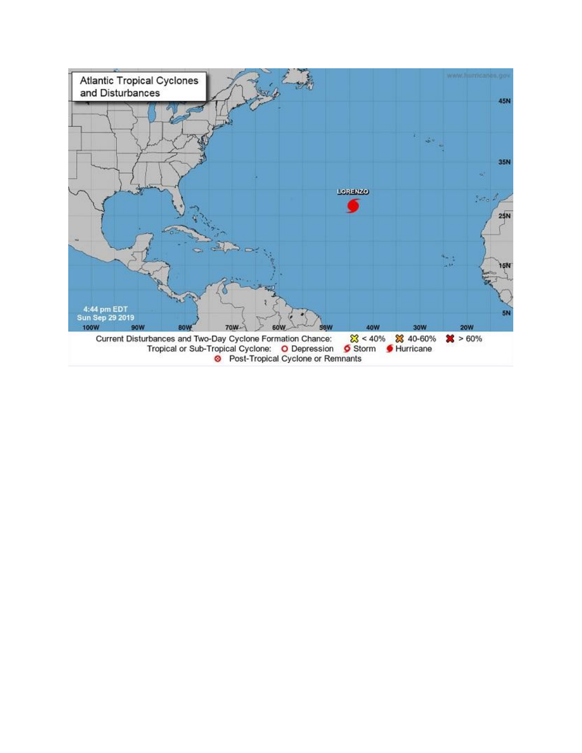Atlantic Tropical Cyclones
and Disturbances

www.hurricanes.gov

LORENZO

45N

35N

25N

15N

5N

4:44 pm EDT
Sun Sep 29 2019

100W
90W
80W
70W
60W
50W
40W
30W
20W

Current Disturbances and Two-Day Cyclone Formation Chance: < 40% 40-60% > 60%

Tropical or Sub-Tropical Cyclone: Depression Storm Hurricane

Post-Tropical Cyclone or Remnants